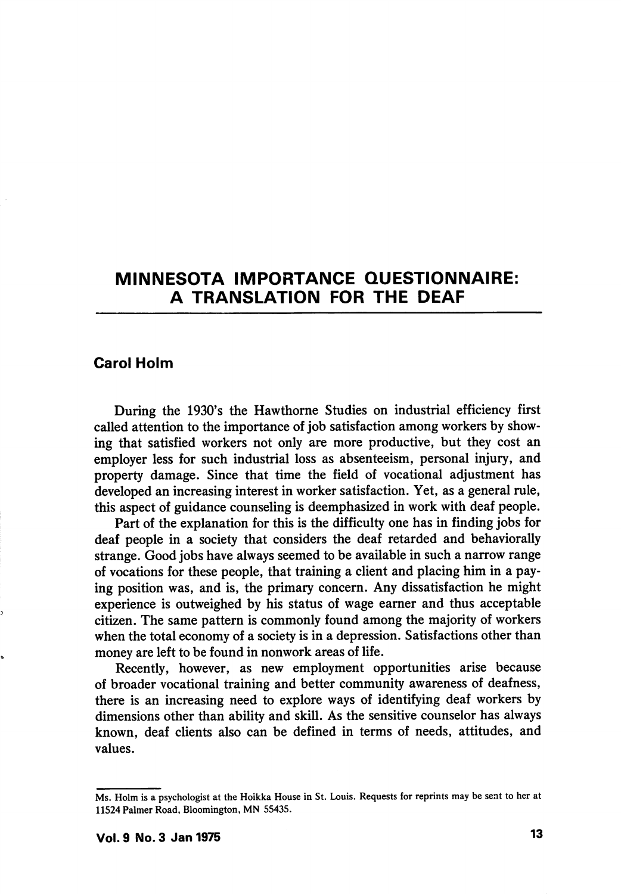# MINNESOTA IMPORTANCE QUESTIONNAIRE: A TRANSLATION FOR THE DEAF

**Carol Holm**

During the 1930's the Hawthorne Studies on industrial efficiency first called attention to the importance of job satisfaction among workers by showing that satisfied workers not only are more productive, but they cost an employer less for such industrial loss as absenteeism, personal injury, and property damage. Since that time the field of vocational adjustment has developed an increasing interest in worker satisfaction. Yet, as a general rule, this aspect of guidance counseling is deemphasized in work with deaf people.

Part of the explanation for this is the difficulty one has in finding jobs for deaf people in a society that considers the deaf retarded and behaviorally strange. Good jobs have always seemed to be available in such a narrow range of vocations for these people, that training a client and placing him in a paying position was, and is, the primary concern. Any dissatisfaction he might experience is outweighed by his status of wage earner and thus acceptable citizen. The same pattern is commonly found among the majority of workers when the total economy of a society is in a depression. Satisfactions other than money are left to be found in nonwork areas of life.

Recently, however, as new employment opportunities arise because of broader vocational training and better community awareness of deafness, there is an increasing need to explore ways of identifying deaf workers by dimensions other than ability and skill. As the sensitive counselor has always known, deaf clients also can be defined in terms of needs, attitudes, and values.

---

Ms. Holm is a psychologist at the Hoikka House in St. Louis. Requests for reprints may be sent to her at 11524 Palmer Road, Bloomington, MN 55435.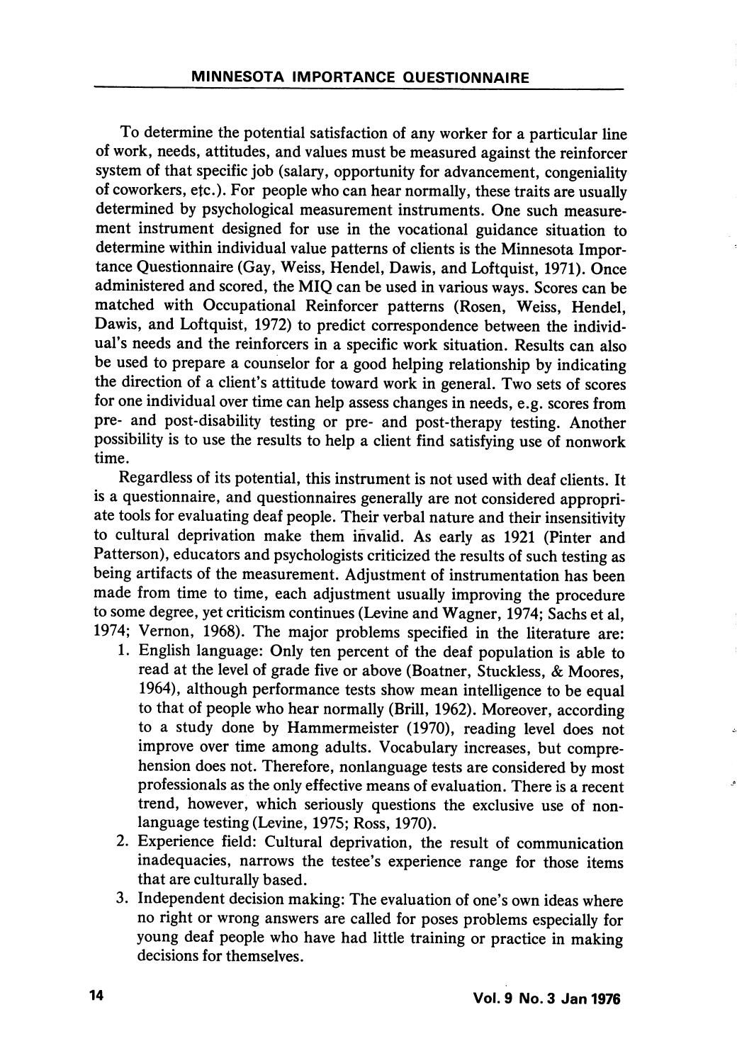To determine the potential satisfaction of any worker for a particular line of work, needs, attitudes, and values must be measured against the reinforcer system of that specific job (salary, opportunity for advancement, congeniality of coworkers, etc.). For people who can hear normally, these traits are usually determined by psychological measurement instruments. One such measurement instrument designed for use in the vocational guidance situation to determine within individual value patterns of clients is the Minnesota Importance Questionnaire (Gay, Weiss, Hendel, Dawis, and Loftquist, 1971). Once administered and scored, the MIQ can be used in various ways. Scores can be matched with Occupational Reinforcer patterns (Rosen, Weiss, Hendel, Dawis, and Loftquist, 1972) to predict correspondence between the individual's needs and the reinforcers in a specific work situation. Results can also be used to prepare a counselor for a good helping relationship by indicating the direction of a client's attitude toward work in general. Two sets of scores for one individual over time can help assess changes in needs, e.g. scores from pre- and post-disability testing or pre- and post-therapy testing. Another possibility is to use the results to help a client find satisfying use of nonwork time.

Regardless of its potential, this instrument is not used with deaf clients. It is a questionnaire, and questionnaires generally are not considered appropriate tools for evaluating deaf people. Their verbal nature and their insensitivity to cultural deprivation make them invalid. As early as 1921 (Pinter and Patterson), educators and psychologists criticized the results of such testing as being artifacts of the measurement. Adjustment of instrumentation has been made from time to time, each adjustment usually improving the procedure to some degree, yet criticism continues (Levine and Wagner, 1974; Sachs et al, 1974; Vernon, 1968). The major problems specified in the literature are:

1. English language: Only ten percent of the deaf population is able to read at the level of grade five or above (Boatner, Stuckless, & Moores, 1964), although performance tests show mean intelligence to be equal to that of people who hear normally (Brill, 1962). Moreover, according to a study done by Hammermeister (1970), reading level does not improve over time among adults. Vocabulary increases, but comprehension does not. Therefore, nonlanguage tests are considered by most professionals as the only effective means of evaluation. There is a recent trend, however, which seriously questions the exclusive use of nonlanguage testing (Levine, 1975; Ross, 1970).
2. Experience field: Cultural deprivation, the result of communication inadequacies, narrows the testee's experience range for those items that are culturally based.
3. Independent decision making: The evaluation of one's own ideas where no right or wrong answers are called for poses problems especially for young deaf people who have had little training or practice in making decisions for themselves.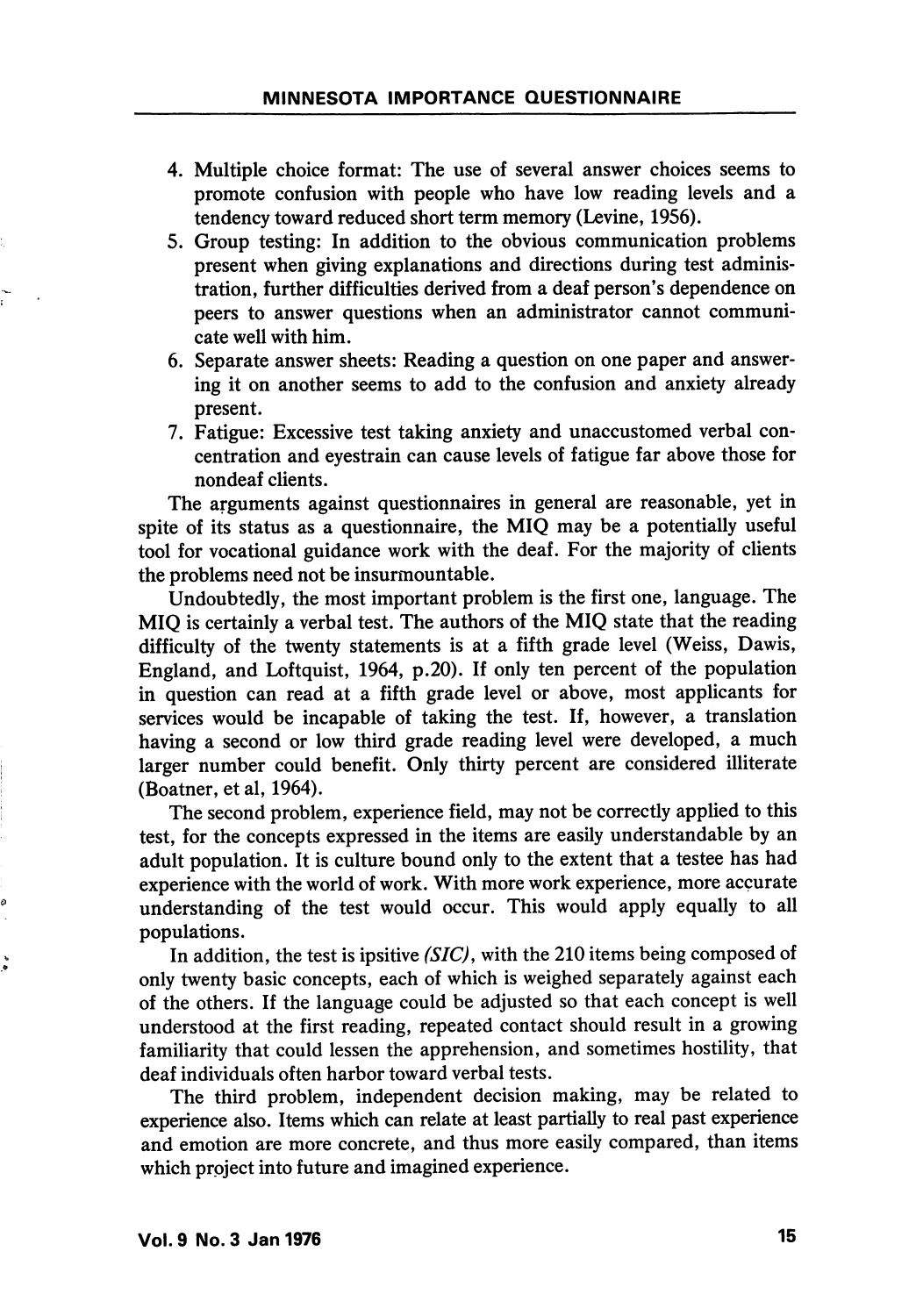4. Multiple choice format: The use of several answer choices seems to promote confusion with people who have low reading levels and a tendency toward reduced short term memory (Levine, 1956).
5. Group testing: In addition to the obvious communication problems present when giving explanations and directions during test administration, further difficulties derived from a deaf person's dependence on peers to answer questions when an administrator cannot communicate well with him.
6. Separate answer sheets: Reading a question on one paper and answering it on another seems to add to the confusion and anxiety already present.
7. Fatigue: Excessive test taking anxiety and unaccustomed verbal concentration and eyestrain can cause levels of fatigue far above those for nondeaf clients.

The arguments against questionnaires in general are reasonable, yet in spite of its status as a questionnaire, the MIQ may be a potentially useful tool for vocational guidance work with the deaf. For the majority of clients the problems need not be insurmountable.

Undoubtedly, the most important problem is the first one, language. The MIQ is certainly a verbal test. The authors of the MIQ state that the reading difficulty of the twenty statements is at a fifth grade level (Weiss, Dawis, England, and Loftquist, 1964, p.20). If only ten percent of the population in question can read at a fifth grade level or above, most applicants for services would be incapable of taking the test. If, however, a translation having a second or low third grade reading level were developed, a much larger number could benefit. Only thirty percent are considered illiterate (Boatner, et al, 1964).

The second problem, experience field, may not be correctly applied to this test, for the concepts expressed in the items are easily understandable by an adult population. It is culture bound only to the extent that a testee has had experience with the world of work. With more work experience, more accurate understanding of the test would occur. This would apply equally to all populations.

In addition, the test is ipsitive *(SIC)*, with the 210 items being composed of only twenty basic concepts, each of which is weighed separately against each of the others. If the language could be adjusted so that each concept is well understood at the first reading, repeated contact should result in a growing familiarity that could lessen the apprehension, and sometimes hostility, that deaf individuals often harbor toward verbal tests.

The third problem, independent decision making, may be related to experience also. Items which can relate at least partially to real past experience and emotion are more concrete, and thus more easily compared, than items which project into future and imagined experience.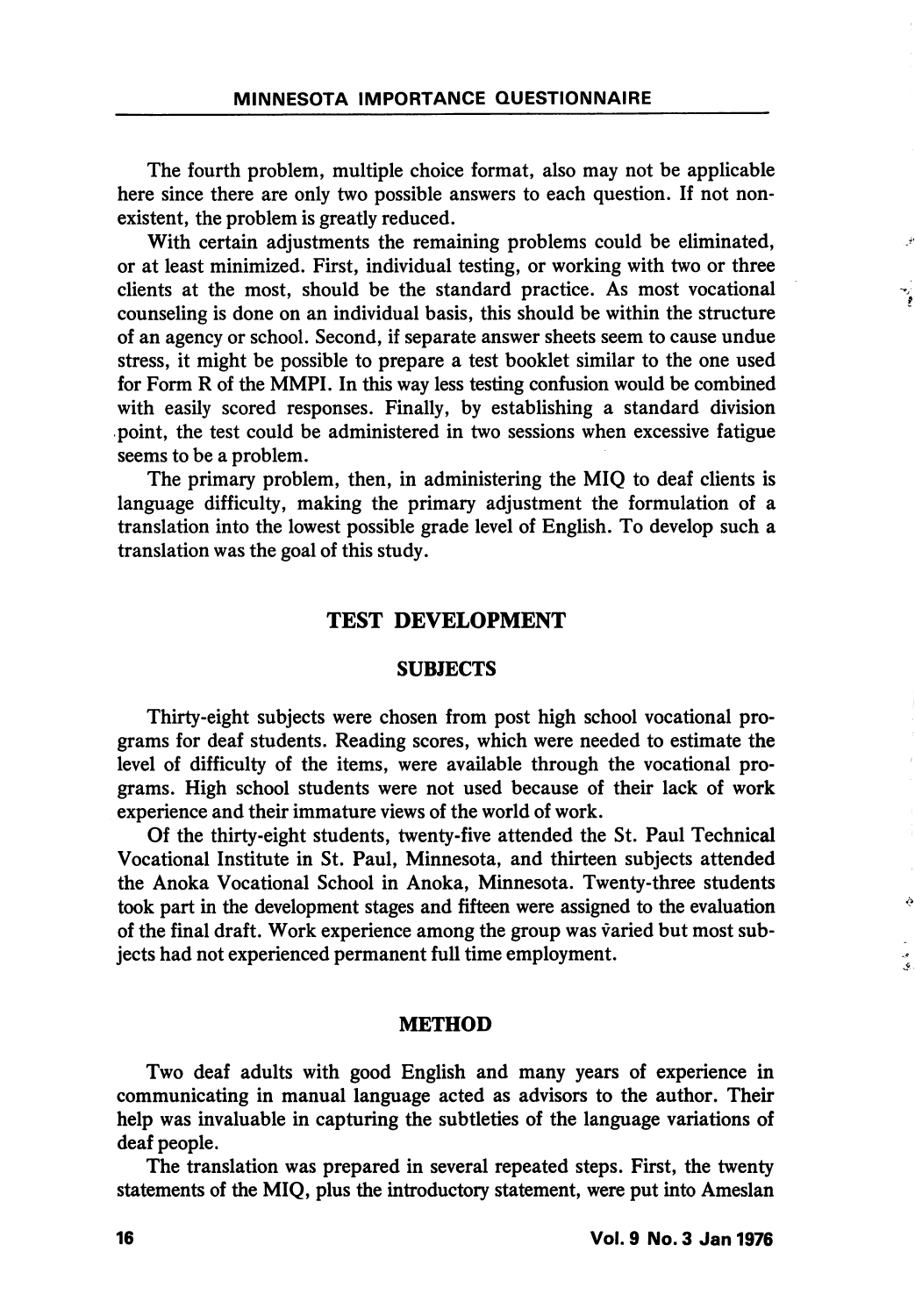The fourth problem, multiple choice format, also may not be applicable here since there are only two possible answers to each question. If not non-existent, the problem is greatly reduced.

With certain adjustments the remaining problems could be eliminated, or at least minimized. First, individual testing, or working with two or three clients at the most, should be the standard practice. As most vocational counseling is done on an individual basis, this should be within the structure of an agency or school. Second, if separate answer sheets seem to cause undue stress, it might be possible to prepare a test booklet similar to the one used for Form R of the MMPI. In this way less testing confusion would be combined with easily scored responses. Finally, by establishing a standard division point, the test could be administered in two sessions when excessive fatigue seems to be a problem.

The primary problem, then, in administering the MIQ to deaf clients is language difficulty, making the primary adjustment the formulation of a translation into the lowest possible grade level of English. To develop such a translation was the goal of this study.

## TEST DEVELOPMENT

### SUBJECTS

Thirty-eight subjects were chosen from post high school vocational programs for deaf students. Reading scores, which were needed to estimate the level of difficulty of the items, were available through the vocational programs. High school students were not used because of their lack of work experience and their immature views of the world of work.

Of the thirty-eight students, twenty-five attended the St. Paul Technical Vocational Institute in St. Paul, Minnesota, and thirteen subjects attended the Anoka Vocational School in Anoka, Minnesota. Twenty-three students took part in the development stages and fifteen were assigned to the evaluation of the final draft. Work experience among the group was varied but most subjects had not experienced permanent full time employment.

### METHOD

Two deaf adults with good English and many years of experience in communicating in manual language acted as advisors to the author. Their help was invaluable in capturing the subtleties of the language variations of deaf people.

The translation was prepared in several repeated steps. First, the twenty statements of the MIQ, plus the introductory statement, were put into Ameslan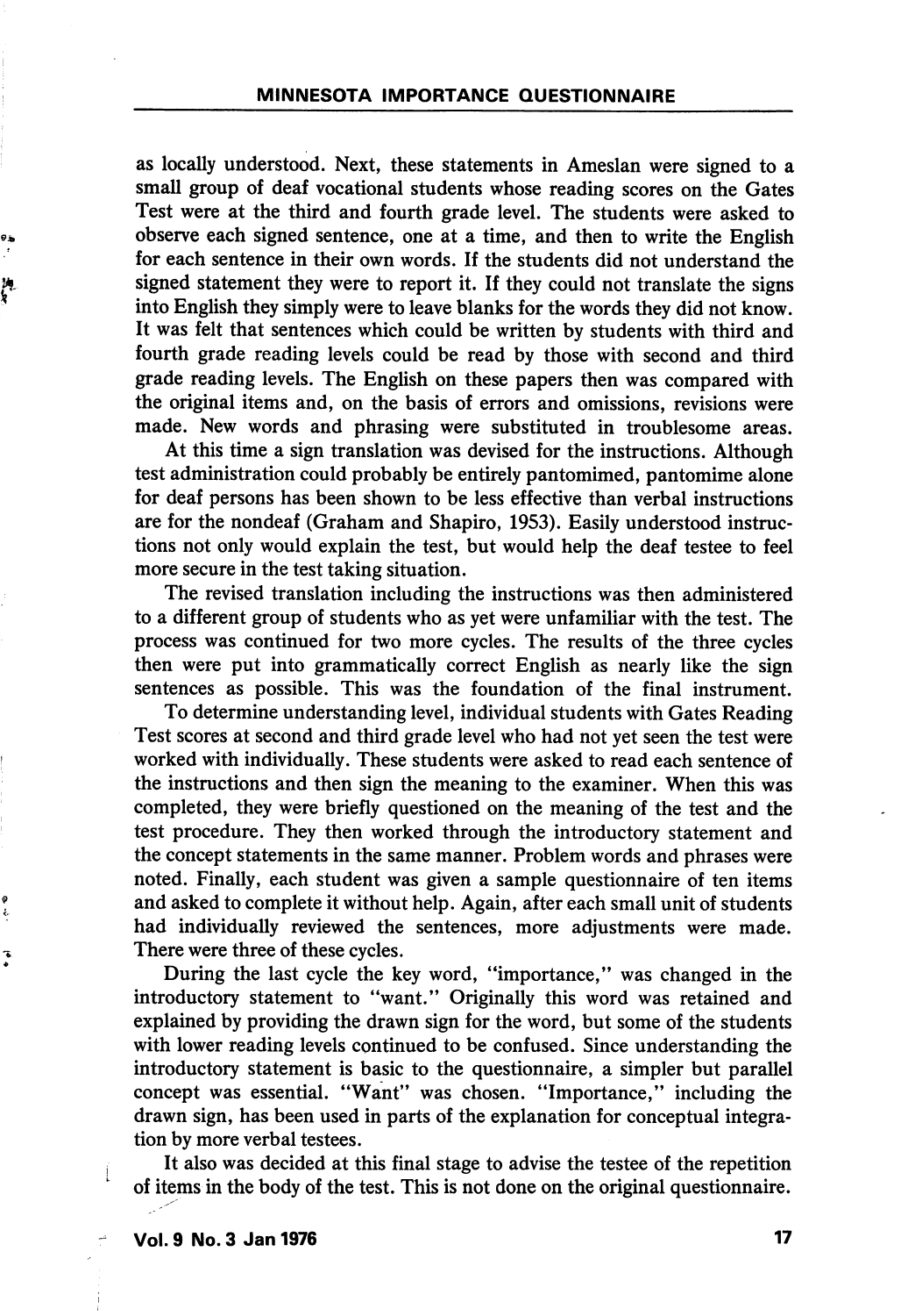as locally understood. Next, these statements in Ameslan were signed to a small group of deaf vocational students whose reading scores on the Gates Test were at the third and fourth grade level. The students were asked to observe each signed sentence, one at a time, and then to write the English for each sentence in their own words. If the students did not understand the signed statement they were to report it. If they could not translate the signs into English they simply were to leave blanks for the words they did not know. It was felt that sentences which could be written by students with third and fourth grade reading levels could be read by those with second and third grade reading levels. The English on these papers then was compared with the original items and, on the basis of errors and omissions, revisions were made. New words and phrasing were substituted in troublesome areas.

At this time a sign translation was devised for the instructions. Although test administration could probably be entirely pantomimed, pantomime alone for deaf persons has been shown to be less effective than verbal instructions are for the nondeaf (Graham and Shapiro, 1953). Easily understood instructions not only would explain the test, but would help the deaf testee to feel more secure in the test taking situation.

The revised translation including the instructions was then administered to a different group of students who as yet were unfamiliar with the test. The process was continued for two more cycles. The results of the three cycles then were put into grammatically correct English as nearly like the sign sentences as possible. This was the foundation of the final instrument.

To determine understanding level, individual students with Gates Reading Test scores at second and third grade level who had not yet seen the test were worked with individually. These students were asked to read each sentence of the instructions and then sign the meaning to the examiner. When this was completed, they were briefly questioned on the meaning of the test and the test procedure. They then worked through the introductory statement and the concept statements in the same manner. Problem words and phrases were noted. Finally, each student was given a sample questionnaire of ten items and asked to complete it without help. Again, after each small unit of students had individually reviewed the sentences, more adjustments were made. There were three of these cycles.

During the last cycle the key word, "importance," was changed in the introductory statement to "want." Originally this word was retained and explained by providing the drawn sign for the word, but some of the students with lower reading levels continued to be confused. Since understanding the introductory statement is basic to the questionnaire, a simpler but parallel concept was essential. "Want" was chosen. "Importance," including the drawn sign, has been used in parts of the explanation for conceptual integration by more verbal testees.

It also was decided at this final stage to advise the testee of the repetition of items in the body of the test. This is not done on the original questionnaire.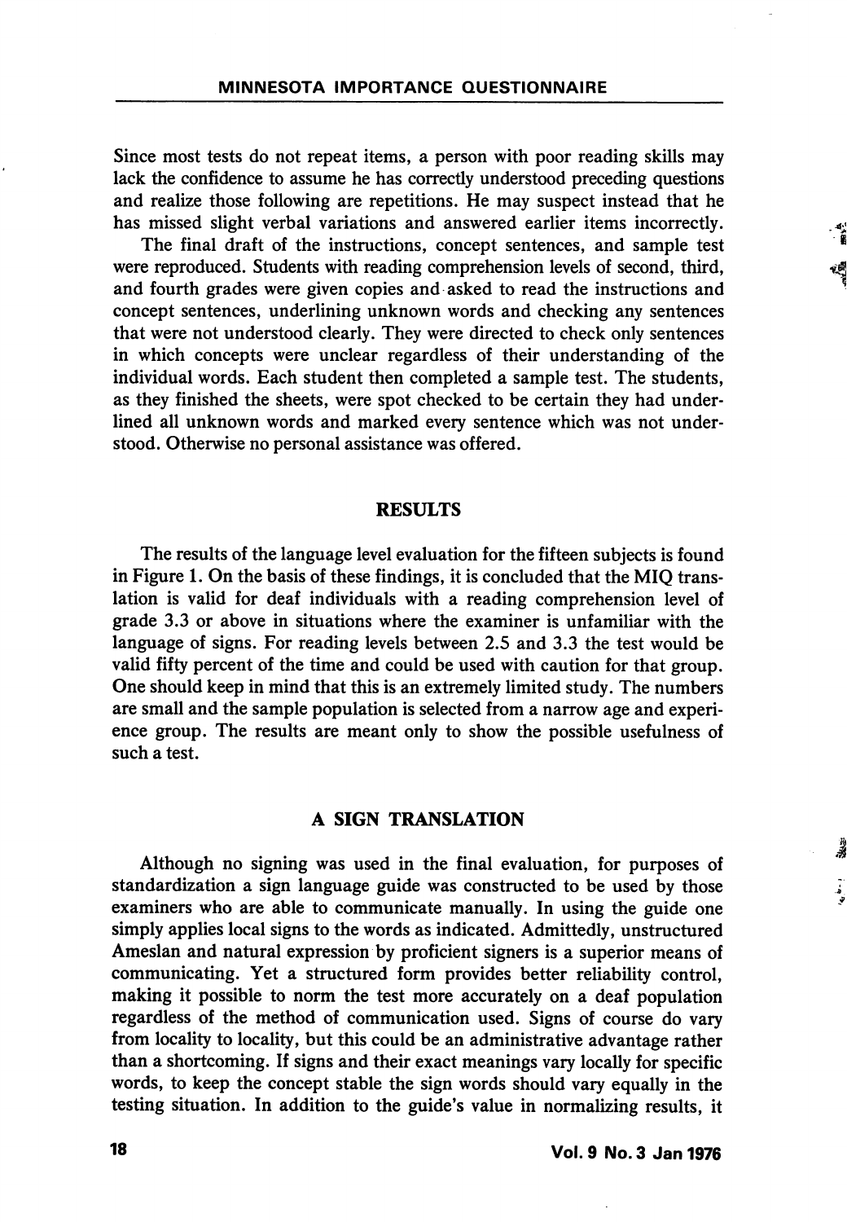Since most tests do not repeat items, a person with poor reading skills may lack the confidence to assume he has correctly understood preceding questions and realize those following are repetitions. He may suspect instead that he has missed slight verbal variations and answered earlier items incorrectly.

The final draft of the instructions, concept sentences, and sample test were reproduced. Students with reading comprehension levels of second, third, and fourth grades were given copies and asked to read the instructions and concept sentences, underlining unknown words and checking any sentences that were not understood clearly. They were directed to check only sentences in which concepts were unclear regardless of their understanding of the individual words. Each student then completed a sample test. The students, as they finished the sheets, were spot checked to be certain they had underlined all unknown words and marked every sentence which was not understood. Otherwise no personal assistance was offered.

## RESULTS

The results of the language level evaluation for the fifteen subjects is found in Figure 1. On the basis of these findings, it is concluded that the MIQ translation is valid for deaf individuals with a reading comprehension level of grade 3.3 or above in situations where the examiner is unfamiliar with the language of signs. For reading levels between 2.5 and 3.3 the test would be valid fifty percent of the time and could be used with caution for that group. One should keep in mind that this is an extremely limited study. The numbers are small and the sample population is selected from a narrow age and experience group. The results are meant only to show the possible usefulness of such a test.

## A SIGN TRANSLATION

Although no signing was used in the final evaluation, for purposes of standardization a sign language guide was constructed to be used by those examiners who are able to communicate manually. In using the guide one simply applies local signs to the words as indicated. Admittedly, unstructured Ameslan and natural expression by proficient signers is a superior means of communicating. Yet a structured form provides better reliability control, making it possible to norm the test more accurately on a deaf population regardless of the method of communication used. Signs of course do vary from locality to locality, but this could be an administrative advantage rather than a shortcoming. If signs and their exact meanings vary locally for specific words, to keep the concept stable the sign words should vary equally in the testing situation. In addition to the guide's value in normalizing results, it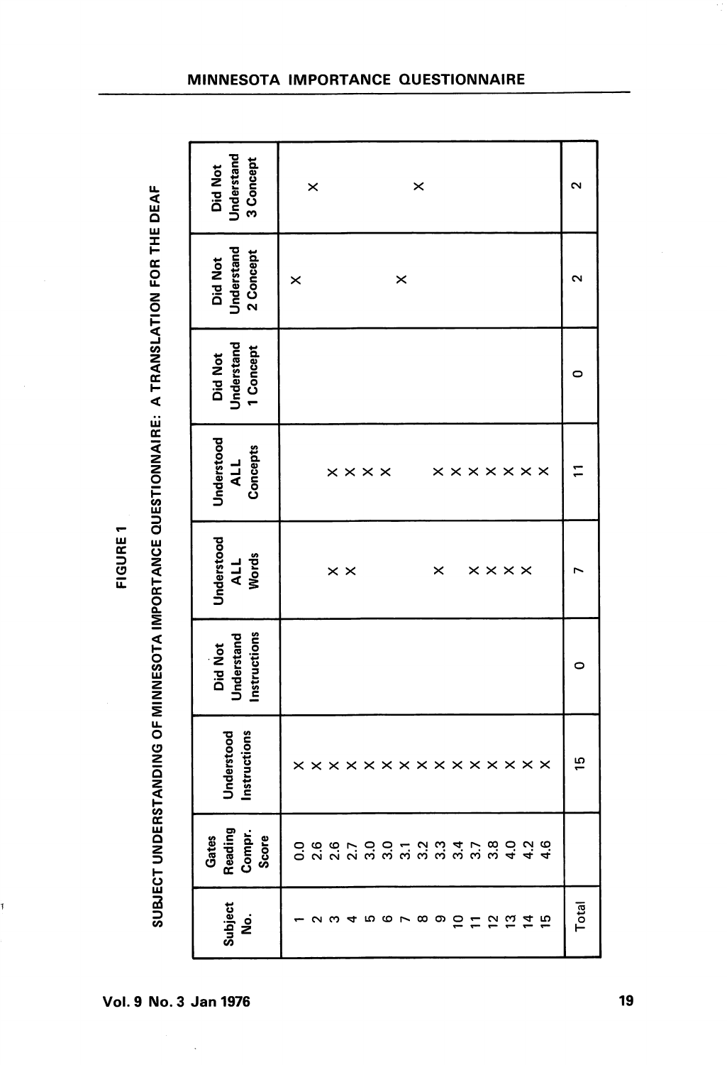**FIGURE 1**

**SUBJECT UNDERSTANDING OF MINNESOTA IMPORTANCE QUESTIONNAIRE: A TRANSLATION FOR THE DEAF**

| Subject No. | Gates Reading Compr. Score | Understood Instructions | Did Not Understand Instructions | Understood ALL Words | Understood ALL Concepts | Did Not Understand 1 Concept | Did Not Understand 2 Concept | Did Not Understand 3 Concept |
|---|---|---|---|---|---|---|---|---|
| 1 | 0.0 | X | | | | | X | |
| 2 | 2.6 | X | | | | | | X |
| 3 | 2.6 | X | | X | X | | | |
| 4 | 2.7 | X | | X | X | | | |
| 5 | 3.0 | X | | | X | | | |
| 6 | 3.0 | X | | | X | | | |
| 7 | 3.1 | X | | | | | X | |
| 8 | 3.2 | X | | | | | | X |
| 9 | 3.3 | X | | X | X | | | |
| 10 | 3.4 | X | | | X | | | |
| 11 | 3.7 | X | | X | X | | | |
| 12 | 3.8 | X | | X | X | | | |
| 13 | 4.0 | X | | X | X | | | |
| 14 | 4.2 | X | | X | X | | | |
| 15 | 4.6 | X | | | X | | | |
| Total | | 15 | 0 | 7 | 11 | 0 | 2 | 2 |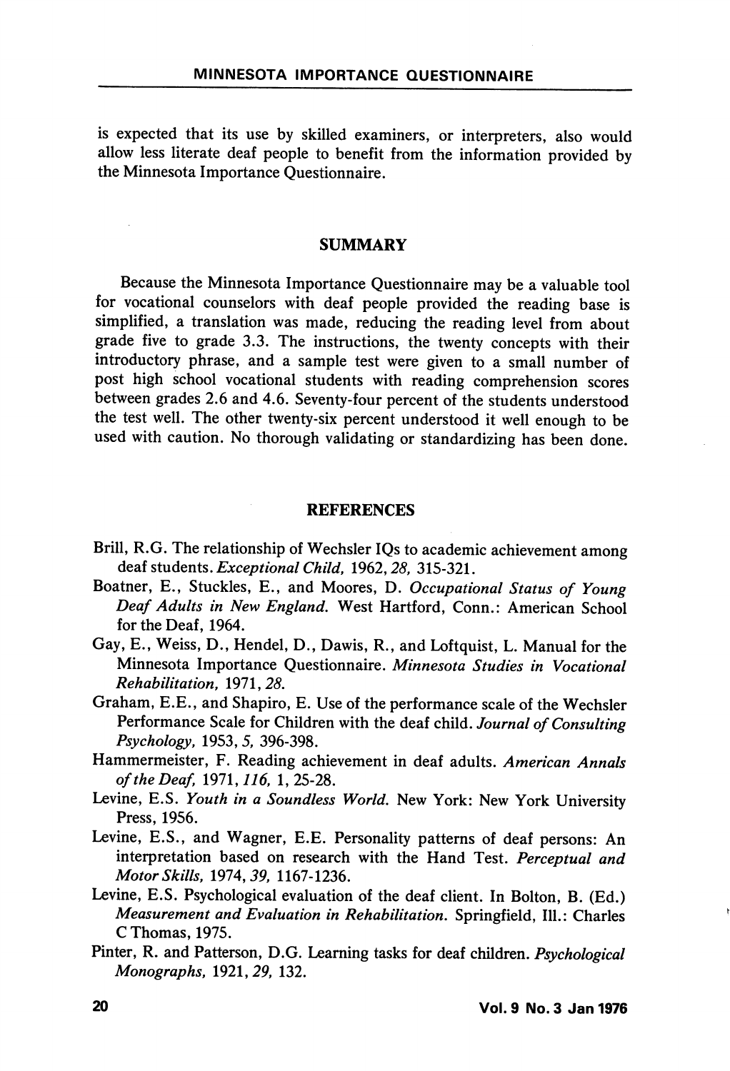is expected that its use by skilled examiners, or interpreters, also would allow less literate deaf people to benefit from the information provided by the Minnesota Importance Questionnaire.

## SUMMARY

Because the Minnesota Importance Questionnaire may be a valuable tool for vocational counselors with deaf people provided the reading base is simplified, a translation was made, reducing the reading level from about grade five to grade 3.3. The instructions, the twenty concepts with their introductory phrase, and a sample test were given to a small number of post high school vocational students with reading comprehension scores between grades 2.6 and 4.6. Seventy-four percent of the students understood the test well. The other twenty-six percent understood it well enough to be used with caution. No thorough validating or standardizing has been done.

## REFERENCES

Brill, R.G. The relationship of Wechsler IQs to academic achievement among deaf students. *Exceptional Child,* 1962, *28,* 315-321.

Boatner, E., Stuckles, E., and Moores, D. *Occupational Status of Young Deaf Adults in New England.* West Hartford, Conn.: American School for the Deaf, 1964.

Gay, E., Weiss, D., Hendel, D., Dawis, R., and Loftquist, L. Manual for the Minnesota Importance Questionnaire. *Minnesota Studies in Vocational Rehabilitation,* 1971, *28.*

Graham, E.E., and Shapiro, E. Use of the performance scale of the Wechsler Performance Scale for Children with the deaf child. *Journal of Consulting Psychology,* 1953, *5,* 396-398.

Hammermeister, F. Reading achievement in deaf adults. *American Annals of the Deaf,* 1971, *116,* 1, 25-28.

Levine, E.S. *Youth in a Soundless World.* New York: New York University Press, 1956.

Levine, E.S., and Wagner, E.E. Personality patterns of deaf persons: An interpretation based on research with the Hand Test. *Perceptual and Motor Skills,* 1974, *39,* 1167-1236.

Levine, E.S. Psychological evaluation of the deaf client. In Bolton, B. (Ed.) *Measurement and Evaluation in Rehabilitation.* Springfield, Ill.: Charles C Thomas, 1975.

Pinter, R. and Patterson, D.G. Learning tasks for deaf children. *Psychological Monographs,* 1921, *29,* 132.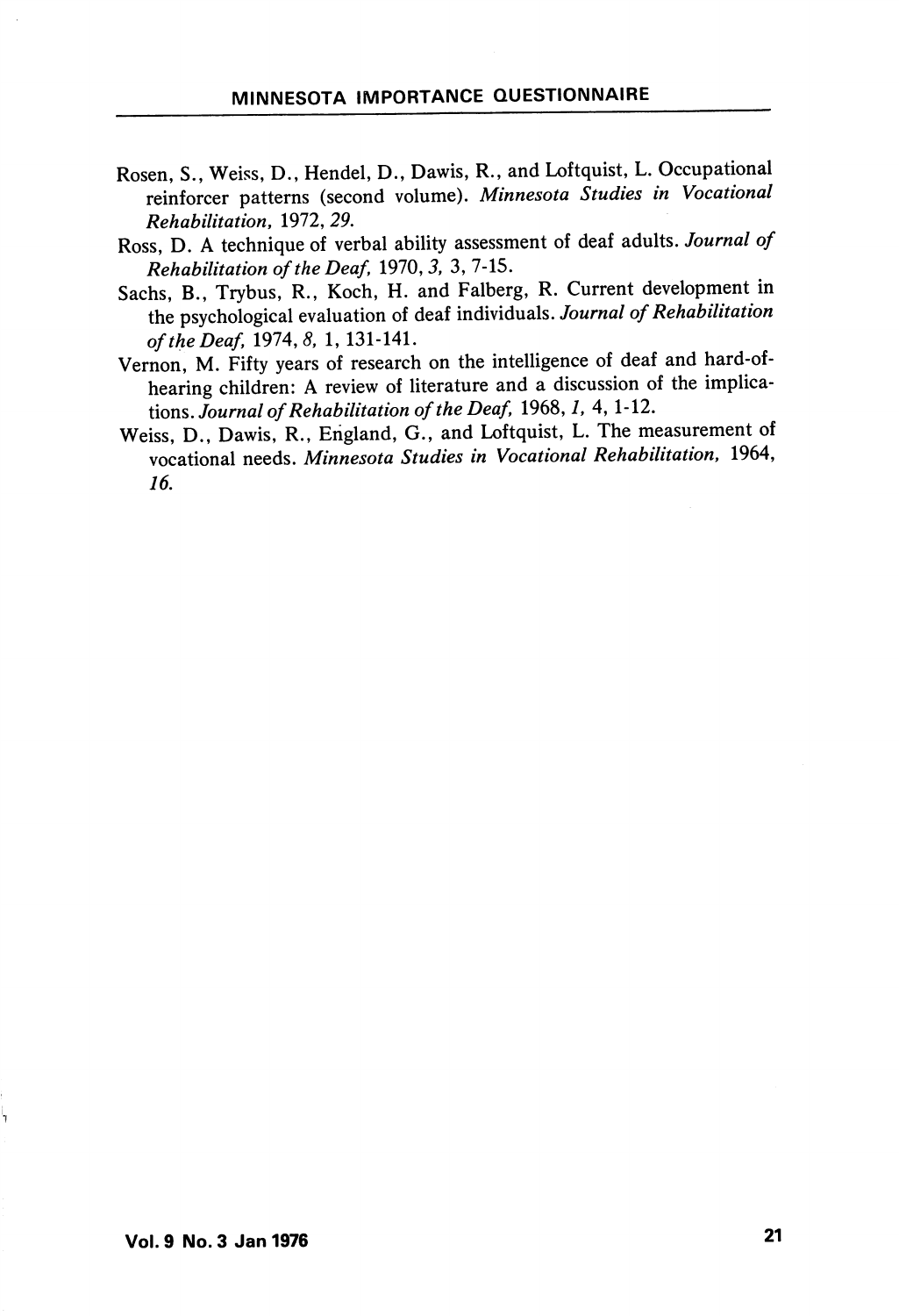Rosen, S., Weiss, D., Hendel, D., Dawis, R., and Loftquist, L. Occupational reinforcer patterns (second volume). *Minnesota Studies in Vocational Rehabilitation,* 1972, *29.*

Ross, D. A technique of verbal ability assessment of deaf adults. *Journal of Rehabilitation of the Deaf,* 1970, *3,* 3, 7-15.

Sachs, B., Trybus, R., Koch, H. and Falberg, R. Current development in the psychological evaluation of deaf individuals. *Journal of Rehabilitation of the Deaf,* 1974, *8,* 1, 131-141.

Vernon, M. Fifty years of research on the intelligence of deaf and hard-of-hearing children: A review of literature and a discussion of the implications. *Journal of Rehabilitation of the Deaf,* 1968, *1,* 4, 1-12.

Weiss, D., Dawis, R., England, G., and Loftquist, L. The measurement of vocational needs. *Minnesota Studies in Vocational Rehabilitation,* 1964, *16.*